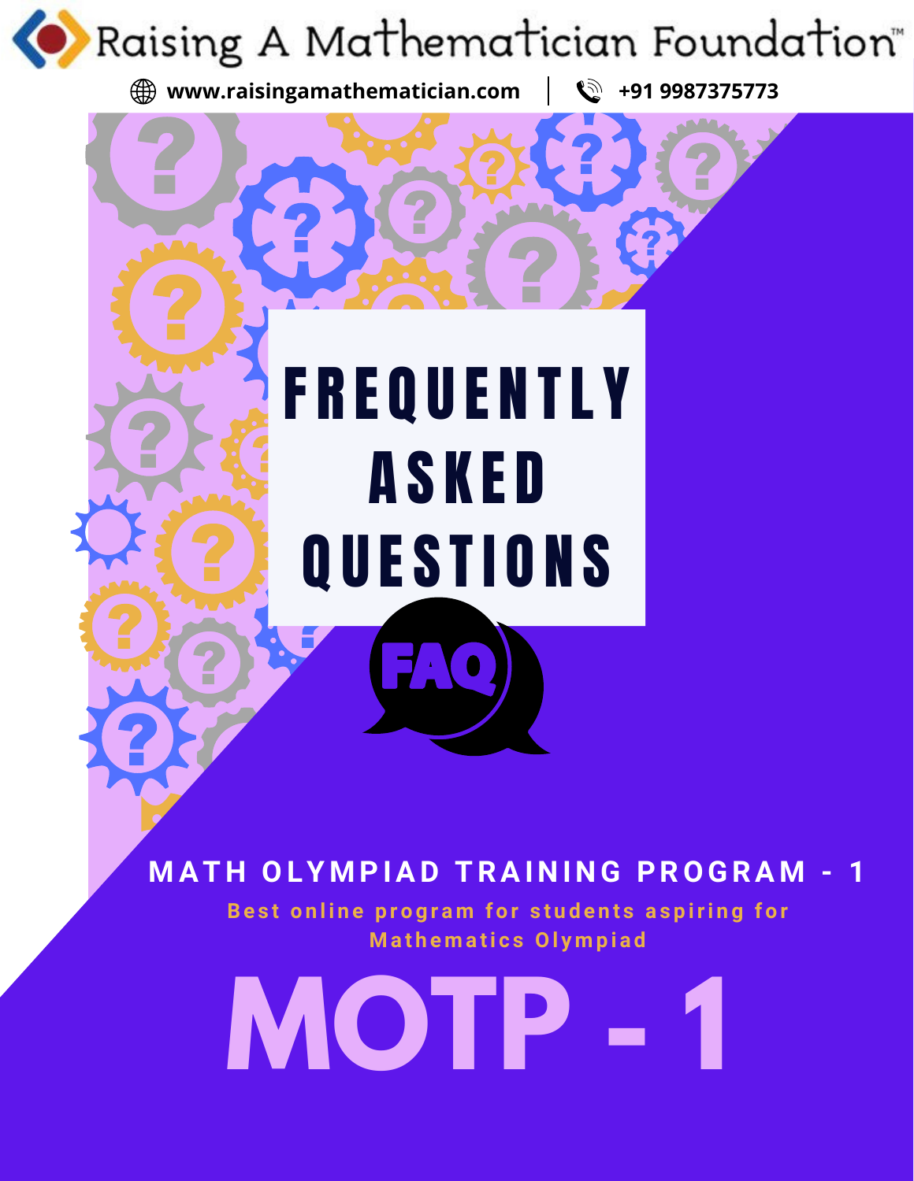Raising A Mathematician Foundation™

www.raisingamathematician.com | +91 9987375773

# FREQUENTLY ASKED QUESTIONS

FAQ

## MATH OLYMPIAD TRAINING PROGRAM - 1

Best online program for students aspiring for Mathematics Olympiad

# MOTP - 1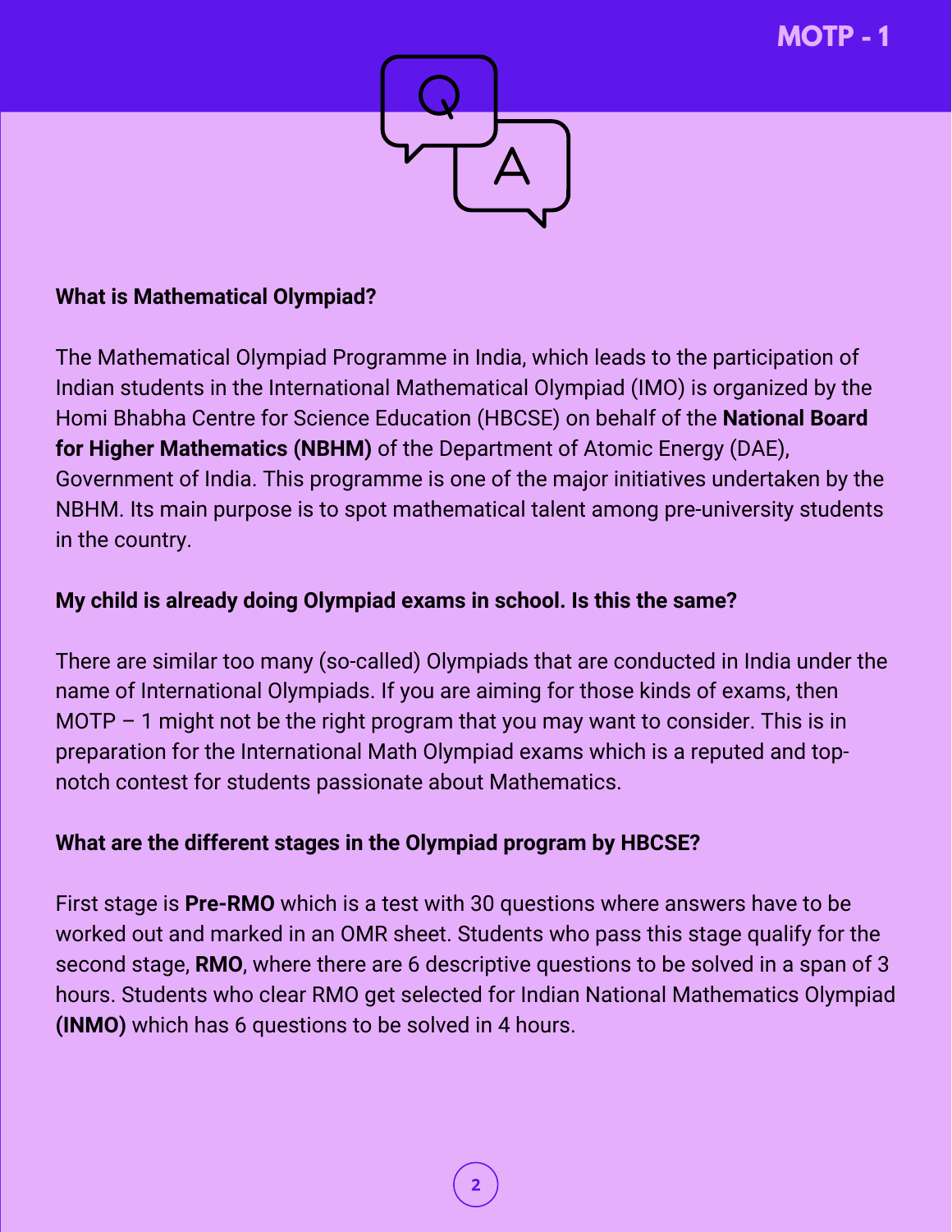**What is Mathematical Olympiad?**

The Mathematical Olympiad Programme in India, which leads to the participation of Indian students in the International Mathematical Olympiad (IMO) is organized by the Homi Bhabha Centre for Science Education (HBCSE) on behalf of the **National Board for Higher Mathematics (NBHM)** of the Department of Atomic Energy (DAE), Government of India. This programme is one of the major initiatives undertaken by the NBHM. Its main purpose is to spot mathematical talent among pre-university students in the country.

**My child is already doing Olympiad exams in school. Is this the same?**

There are similar too many (so-called) Olympiads that are conducted in India under the name of International Olympiads. If you are aiming for those kinds of exams, then MOTP – 1 might not be the right program that you may want to consider. This is in preparation for the International Math Olympiad exams which is a reputed and top-notch contest for students passionate about Mathematics.

**What are the different stages in the Olympiad program by HBCSE?**

First stage is **Pre-RMO** which is a test with 30 questions where answers have to be worked out and marked in an OMR sheet. Students who pass this stage qualify for the second stage, **RMO**, where there are 6 descriptive questions to be solved in a span of 3 hours. Students who clear RMO get selected for Indian National Mathematics Olympiad **(INMO)** which has 6 questions to be solved in 4 hours.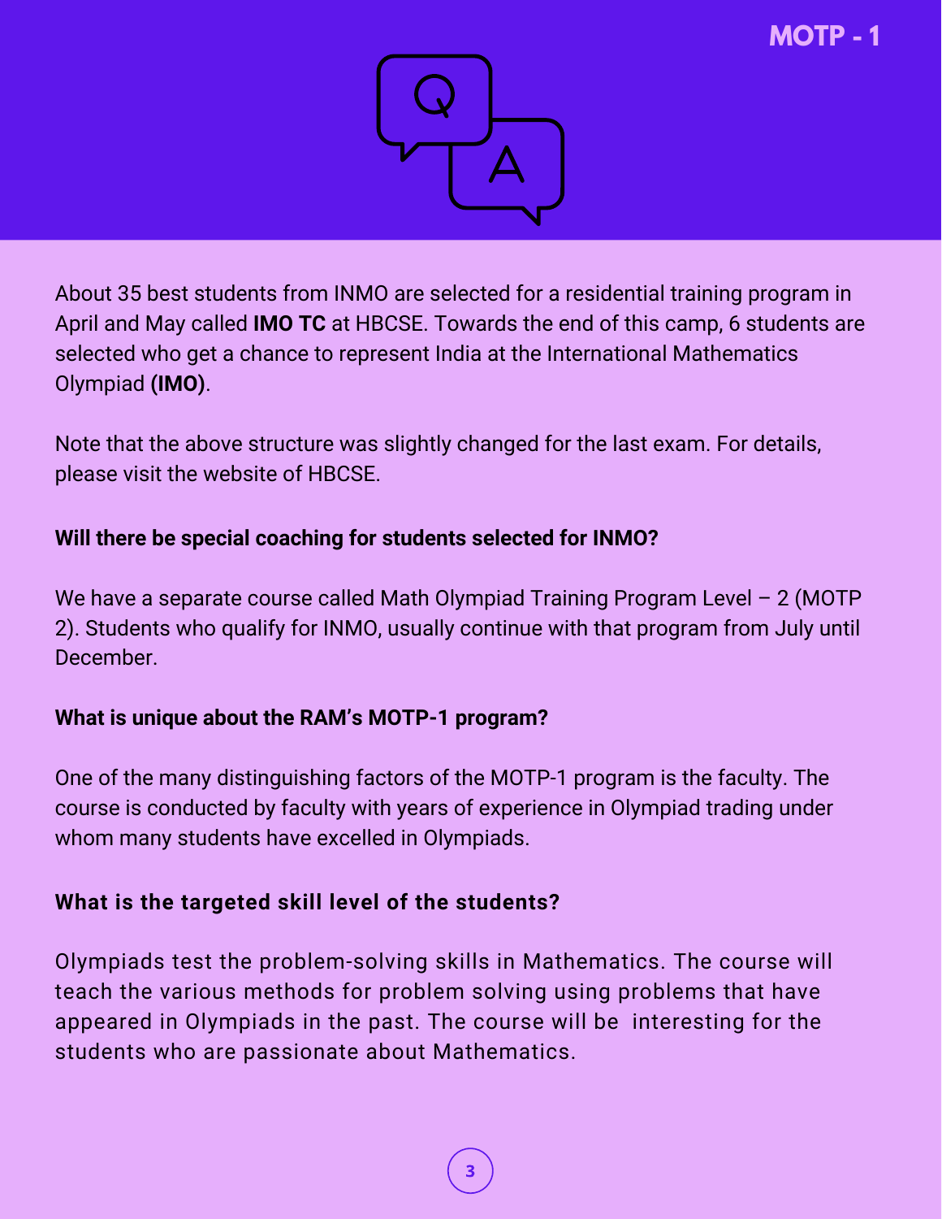About 35 best students from INMO are selected for a residential training program in April and May called **IMO TC** at HBCSE. Towards the end of this camp, 6 students are selected who get a chance to represent India at the International Mathematics Olympiad **(IMO)**.

Note that the above structure was slightly changed for the last exam. For details, please visit the website of HBCSE.

**Will there be special coaching for students selected for INMO?**

We have a separate course called Math Olympiad Training Program Level – 2 (MOTP 2). Students who qualify for INMO, usually continue with that program from July until December.

**What is unique about the RAM's MOTP-1 program?**

One of the many distinguishing factors of the MOTP-1 program is the faculty. The course is conducted by faculty with years of experience in Olympiad trading under whom many students have excelled in Olympiads.

**What is the targeted skill level of the students?**

Olympiads test the problem-solving skills in Mathematics. The course will teach the various methods for problem solving using problems that have appeared in Olympiads in the past. The course will be interesting for the students who are passionate about Mathematics.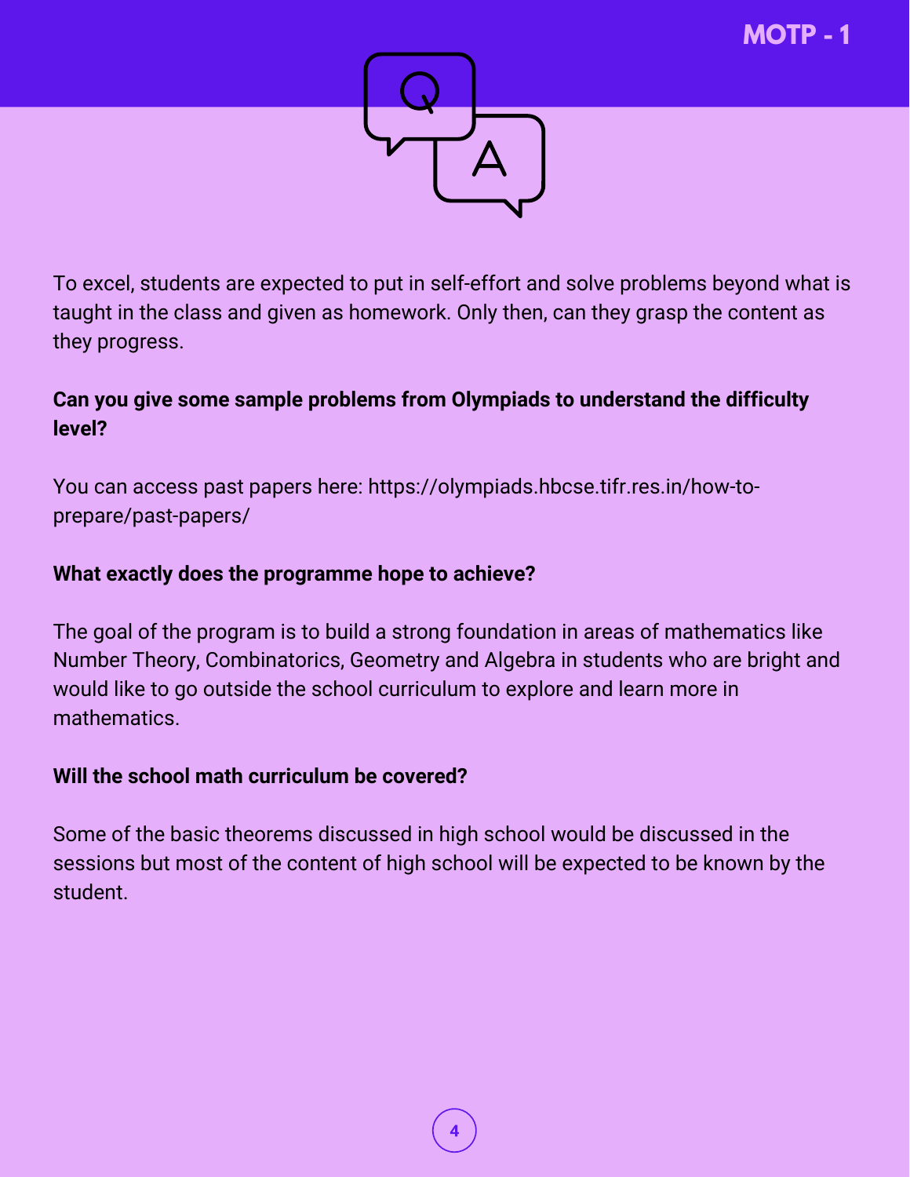To excel, students are expected to put in self-effort and solve problems beyond what is taught in the class and given as homework. Only then, can they grasp the content as they progress.

**Can you give some sample problems from Olympiads to understand the difficulty level?**

You can access past papers here: https://olympiads.hbcse.tifr.res.in/how-to-prepare/past-papers/

**What exactly does the programme hope to achieve?**

The goal of the program is to build a strong foundation in areas of mathematics like Number Theory, Combinatorics, Geometry and Algebra in students who are bright and would like to go outside the school curriculum to explore and learn more in mathematics.

**Will the school math curriculum be covered?**

Some of the basic theorems discussed in high school would be discussed in the sessions but most of the content of high school will be expected to be known by the student.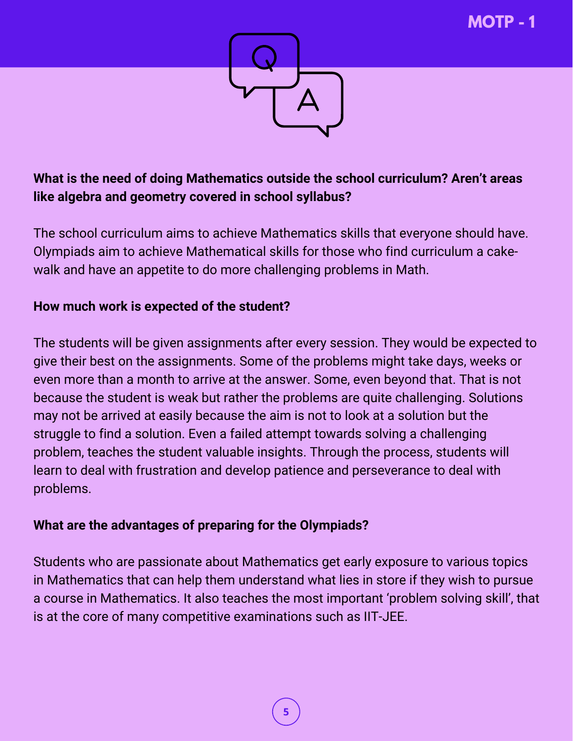**What is the need of doing Mathematics outside the school curriculum? Aren't areas like algebra and geometry covered in school syllabus?**

The school curriculum aims to achieve Mathematics skills that everyone should have. Olympiads aim to achieve Mathematical skills for those who find curriculum a cake-walk and have an appetite to do more challenging problems in Math.

**How much work is expected of the student?**

The students will be given assignments after every session. They would be expected to give their best on the assignments. Some of the problems might take days, weeks or even more than a month to arrive at the answer. Some, even beyond that. That is not because the student is weak but rather the problems are quite challenging. Solutions may not be arrived at easily because the aim is not to look at a solution but the struggle to find a solution. Even a failed attempt towards solving a challenging problem, teaches the student valuable insights. Through the process, students will learn to deal with frustration and develop patience and perseverance to deal with problems.

**What are the advantages of preparing for the Olympiads?**

Students who are passionate about Mathematics get early exposure to various topics in Mathematics that can help them understand what lies in store if they wish to pursue a course in Mathematics. It also teaches the most important 'problem solving skill', that is at the core of many competitive examinations such as IIT-JEE.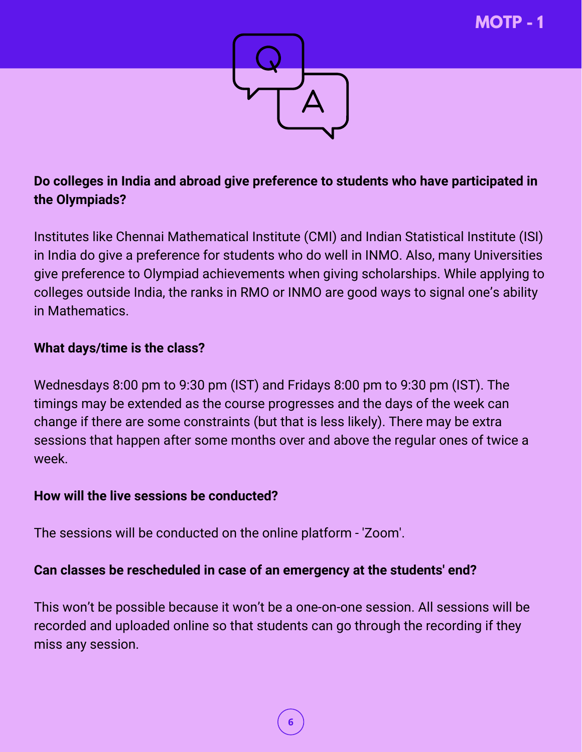**Do colleges in India and abroad give preference to students who have participated in the Olympiads?**

Institutes like Chennai Mathematical Institute (CMI) and Indian Statistical Institute (ISI) in India do give a preference for students who do well in INMO. Also, many Universities give preference to Olympiad achievements when giving scholarships. While applying to colleges outside India, the ranks in RMO or INMO are good ways to signal one's ability in Mathematics.

**What days/time is the class?**

Wednesdays 8:00 pm to 9:30 pm (IST) and Fridays 8:00 pm to 9:30 pm (IST). The timings may be extended as the course progresses and the days of the week can change if there are some constraints (but that is less likely). There may be extra sessions that happen after some months over and above the regular ones of twice a week.

**How will the live sessions be conducted?**

The sessions will be conducted on the online platform - 'Zoom'.

**Can classes be rescheduled in case of an emergency at the students' end?**

This won't be possible because it won't be a one-on-one session. All sessions will be recorded and uploaded online so that students can go through the recording if they miss any session.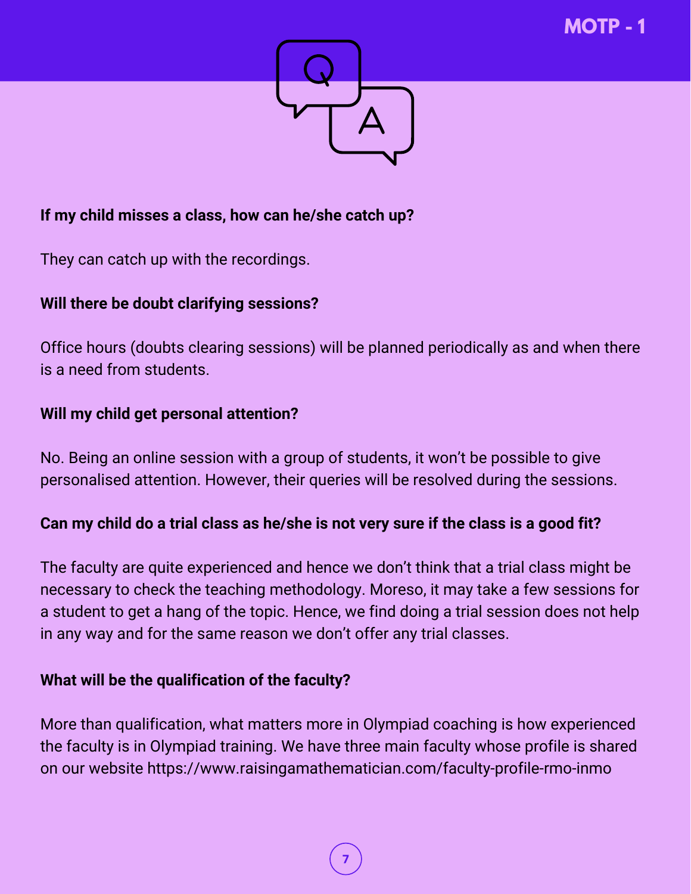**If my child misses a class, how can he/she catch up?**

They can catch up with the recordings.

**Will there be doubt clarifying sessions?**

Office hours (doubts clearing sessions) will be planned periodically as and when there is a need from students.

**Will my child get personal attention?**

No. Being an online session with a group of students, it won't be possible to give personalised attention. However, their queries will be resolved during the sessions.

**Can my child do a trial class as he/she is not very sure if the class is a good fit?**

The faculty are quite experienced and hence we don't think that a trial class might be necessary to check the teaching methodology. Moreso, it may take a few sessions for a student to get a hang of the topic. Hence, we find doing a trial session does not help in any way and for the same reason we don't offer any trial classes.

**What will be the qualification of the faculty?**

More than qualification, what matters more in Olympiad coaching is how experienced the faculty is in Olympiad training. We have three main faculty whose profile is shared on our website https://www.raisingamathematician.com/faculty-profile-rmo-inmo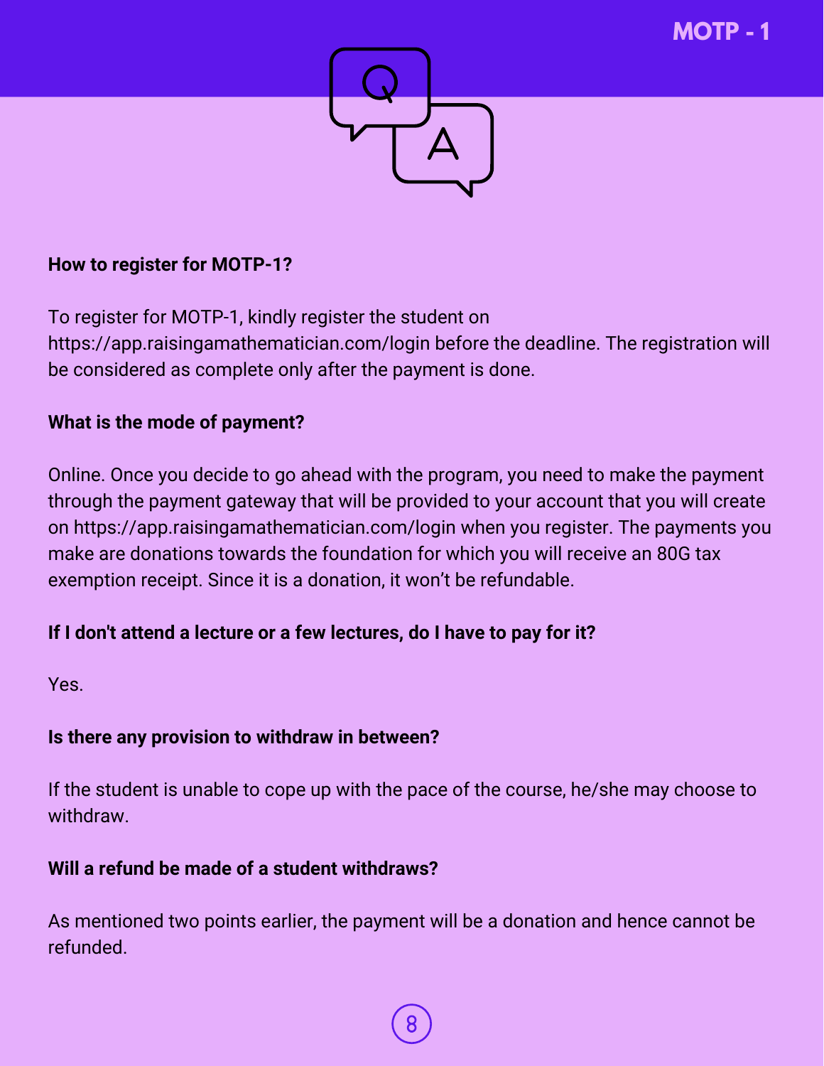**How to register for MOTP-1?**

To register for MOTP-1, kindly register the student on https://app.raisingamathematician.com/login before the deadline. The registration will be considered as complete only after the payment is done.

**What is the mode of payment?**

Online. Once you decide to go ahead with the program, you need to make the payment through the payment gateway that will be provided to your account that you will create on https://app.raisingamathematician.com/login when you register. The payments you make are donations towards the foundation for which you will receive an 80G tax exemption receipt. Since it is a donation, it won’t be refundable.

**If I don't attend a lecture or a few lectures, do I have to pay for it?**

Yes.

**Is there any provision to withdraw in between?**

If the student is unable to cope up with the pace of the course, he/she may choose to withdraw.

**Will a refund be made of a student withdraws?**

As mentioned two points earlier, the payment will be a donation and hence cannot be refunded.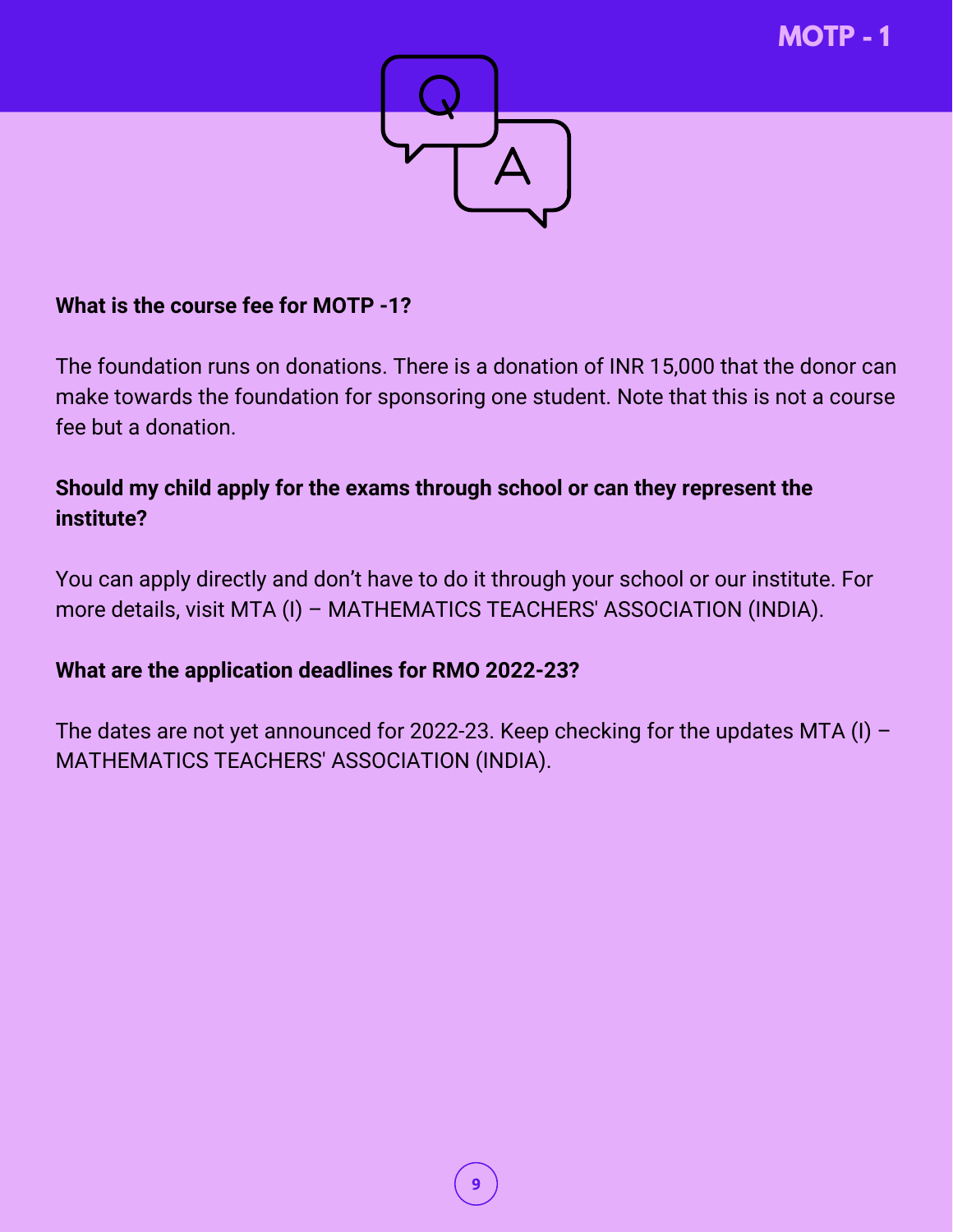**What is the course fee for MOTP -1?**

The foundation runs on donations. There is a donation of INR 15,000 that the donor can make towards the foundation for sponsoring one student. Note that this is not a course fee but a donation.

**Should my child apply for the exams through school or can they represent the institute?**

You can apply directly and don't have to do it through your school or our institute. For more details, visit MTA (I) – MATHEMATICS TEACHERS' ASSOCIATION (INDIA).

**What are the application deadlines for RMO 2022-23?**

The dates are not yet announced for 2022-23. Keep checking for the updates MTA (I) – MATHEMATICS TEACHERS' ASSOCIATION (INDIA).